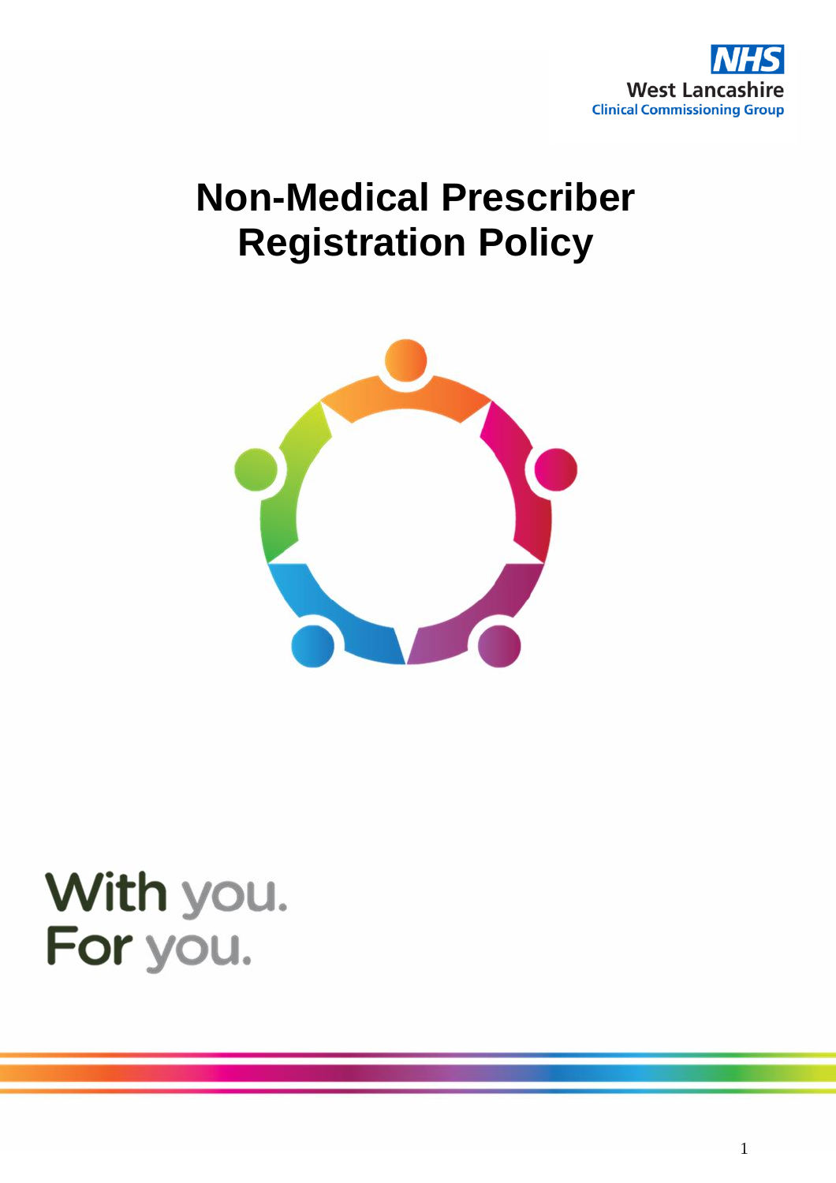NHS
West Lancashire
Clinical Commissioning Group

# Non-Medical Prescriber Registration Policy

With you.
For you.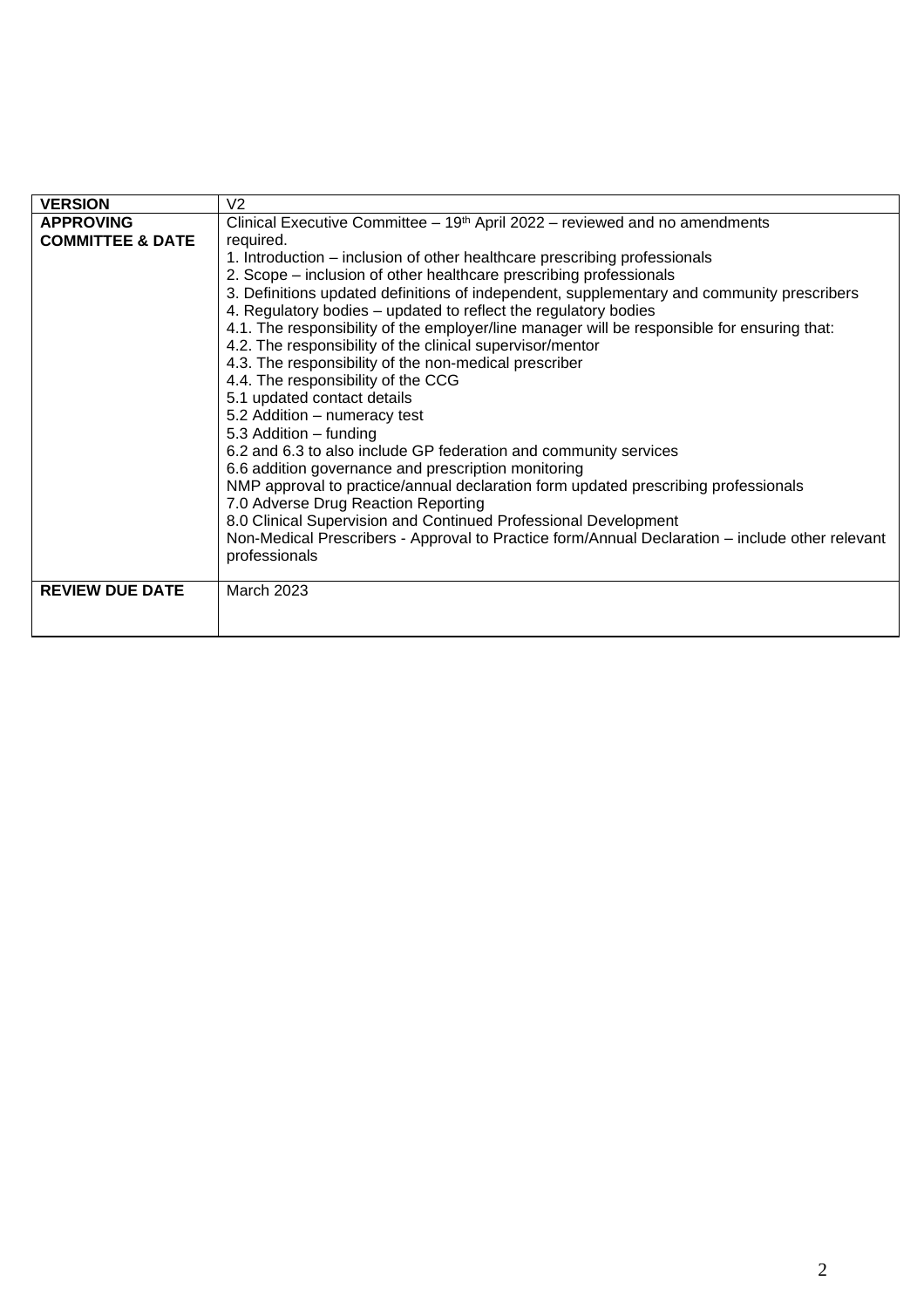| VERSION | V2 |
| --- | --- |
| **APPROVING COMMITTEE & DATE** | Clinical Executive Committee – 19th April 2022 – reviewed and no amendments required.<br>1. Introduction – inclusion of other healthcare prescribing professionals<br>2. Scope – inclusion of other healthcare prescribing professionals<br>3. Definitions updated definitions of independent, supplementary and community prescribers<br>4. Regulatory bodies – updated to reflect the regulatory bodies<br>4.1. The responsibility of the employer/line manager will be responsible for ensuring that:<br>4.2. The responsibility of the clinical supervisor/mentor<br>4.3. The responsibility of the non-medical prescriber<br>4.4. The responsibility of the CCG<br>5.1 updated contact details<br>5.2 Addition – numeracy test<br>5.3 Addition – funding<br>6.2 and 6.3 to also include GP federation and community services<br>6.6 addition governance and prescription monitoring<br>NMP approval to practice/annual declaration form updated prescribing professionals<br>7.0 Adverse Drug Reaction Reporting<br>8.0 Clinical Supervision and Continued Professional Development<br>Non-Medical Prescribers - Approval to Practice form/Annual Declaration – include other relevant professionals |
| **REVIEW DUE DATE** | March 2023 |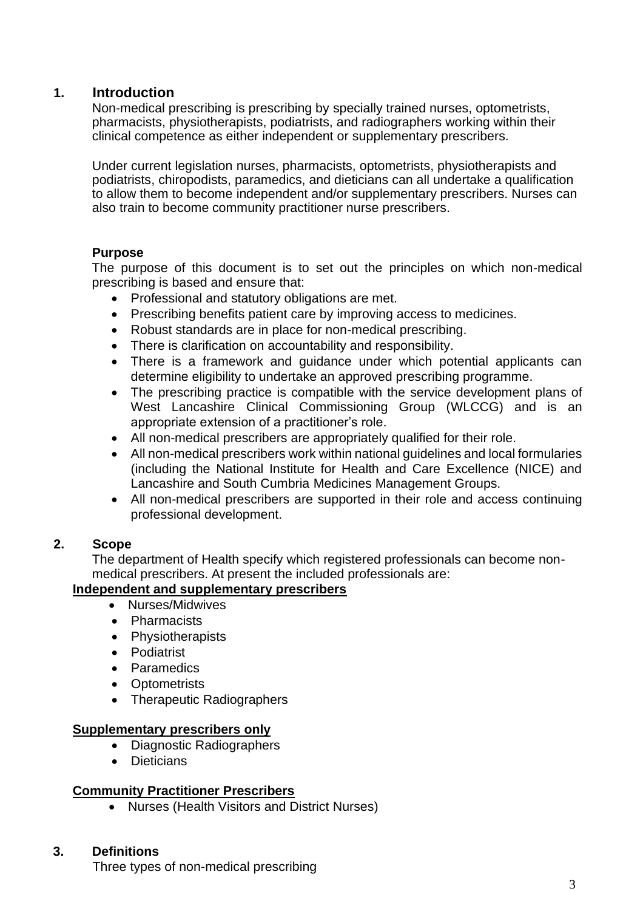## 1. Introduction

Non-medical prescribing is prescribing by specially trained nurses, optometrists, pharmacists, physiotherapists, podiatrists, and radiographers working within their clinical competence as either independent or supplementary prescribers.

Under current legislation nurses, pharmacists, optometrists, physiotherapists and podiatrists, chiropodists, paramedics, and dieticians can all undertake a qualification to allow them to become independent and/or supplementary prescribers. Nurses can also train to become community practitioner nurse prescribers.

### Purpose

The purpose of this document is to set out the principles on which non-medical prescribing is based and ensure that:

- Professional and statutory obligations are met.
- Prescribing benefits patient care by improving access to medicines.
- Robust standards are in place for non-medical prescribing.
- There is clarification on accountability and responsibility.
- There is a framework and guidance under which potential applicants can determine eligibility to undertake an approved prescribing programme.
- The prescribing practice is compatible with the service development plans of West Lancashire Clinical Commissioning Group (WLCCG) and is an appropriate extension of a practitioner's role.
- All non-medical prescribers are appropriately qualified for their role.
- All non-medical prescribers work within national guidelines and local formularies (including the National Institute for Health and Care Excellence (NICE) and Lancashire and South Cumbria Medicines Management Groups.
- All non-medical prescribers are supported in their role and access continuing professional development.

## 2. Scope

The department of Health specify which registered professionals can become non-medical prescribers. At present the included professionals are:

**Independent and supplementary prescribers**

- Nurses/Midwives
- Pharmacists
- Physiotherapists
- Podiatrist
- Paramedics
- Optometrists
- Therapeutic Radiographers

**Supplementary prescribers only**

- Diagnostic Radiographers
- Dieticians

**Community Practitioner Prescribers**

- Nurses (Health Visitors and District Nurses)

## 3. Definitions

Three types of non-medical prescribing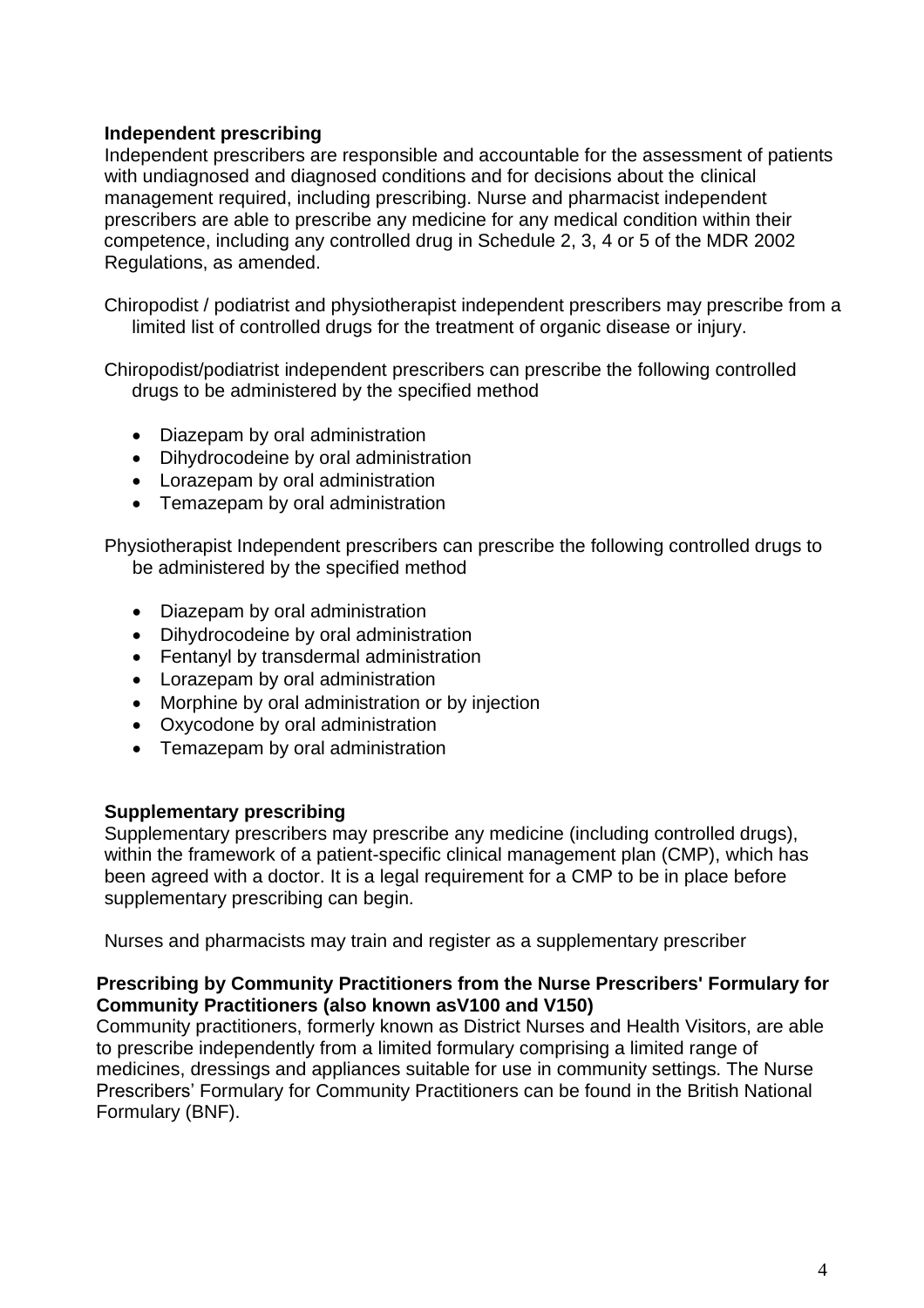**Independent prescribing**

Independent prescribers are responsible and accountable for the assessment of patients with undiagnosed and diagnosed conditions and for decisions about the clinical management required, including prescribing. Nurse and pharmacist independent prescribers are able to prescribe any medicine for any medical condition within their competence, including any controlled drug in Schedule 2, 3, 4 or 5 of the MDR 2002 Regulations, as amended.

Chiropodist / podiatrist and physiotherapist independent prescribers may prescribe from a limited list of controlled drugs for the treatment of organic disease or injury.

Chiropodist/podiatrist independent prescribers can prescribe the following controlled drugs to be administered by the specified method

- Diazepam by oral administration
- Dihydrocodeine by oral administration
- Lorazepam by oral administration
- Temazepam by oral administration

Physiotherapist Independent prescribers can prescribe the following controlled drugs to be administered by the specified method

- Diazepam by oral administration
- Dihydrocodeine by oral administration
- Fentanyl by transdermal administration
- Lorazepam by oral administration
- Morphine by oral administration or by injection
- Oxycodone by oral administration
- Temazepam by oral administration

**Supplementary prescribing**

Supplementary prescribers may prescribe any medicine (including controlled drugs), within the framework of a patient-specific clinical management plan (CMP), which has been agreed with a doctor. It is a legal requirement for a CMP to be in place before supplementary prescribing can begin.

Nurses and pharmacists may train and register as a supplementary prescriber

**Prescribing by Community Practitioners from the Nurse Prescribers' Formulary for Community Practitioners (also known asV100 and V150)**

Community practitioners, formerly known as District Nurses and Health Visitors, are able to prescribe independently from a limited formulary comprising a limited range of medicines, dressings and appliances suitable for use in community settings. The Nurse Prescribers' Formulary for Community Practitioners can be found in the British National Formulary (BNF).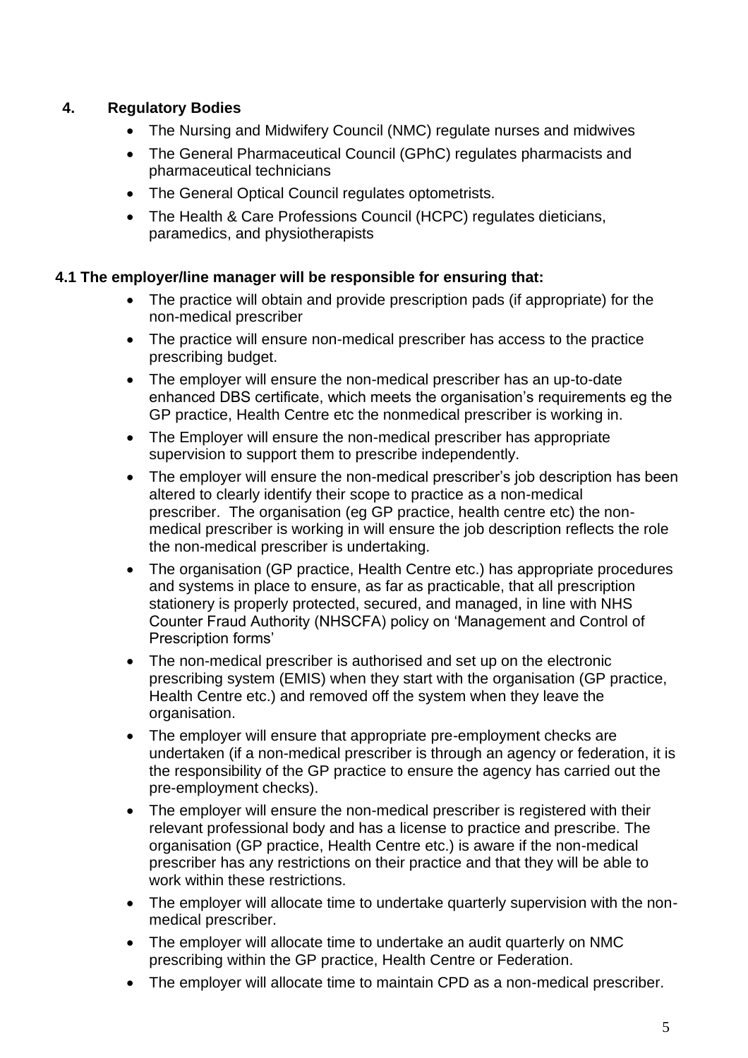## 4. Regulatory Bodies

- The Nursing and Midwifery Council (NMC) regulate nurses and midwives
- The General Pharmaceutical Council (GPhC) regulates pharmacists and pharmaceutical technicians
- The General Optical Council regulates optometrists.
- The Health & Care Professions Council (HCPC) regulates dieticians, paramedics, and physiotherapists

### 4.1 The employer/line manager will be responsible for ensuring that:

- The practice will obtain and provide prescription pads (if appropriate) for the non-medical prescriber
- The practice will ensure non-medical prescriber has access to the practice prescribing budget.
- The employer will ensure the non-medical prescriber has an up-to-date enhanced DBS certificate, which meets the organisation's requirements eg the GP practice, Health Centre etc the nonmedical prescriber is working in.
- The Employer will ensure the non-medical prescriber has appropriate supervision to support them to prescribe independently.
- The employer will ensure the non-medical prescriber's job description has been altered to clearly identify their scope to practice as a non-medical prescriber. The organisation (eg GP practice, health centre etc) the non-medical prescriber is working in will ensure the job description reflects the role the non-medical prescriber is undertaking.
- The organisation (GP practice, Health Centre etc.) has appropriate procedures and systems in place to ensure, as far as practicable, that all prescription stationery is properly protected, secured, and managed, in line with NHS Counter Fraud Authority (NHSCFA) policy on 'Management and Control of Prescription forms'
- The non-medical prescriber is authorised and set up on the electronic prescribing system (EMIS) when they start with the organisation (GP practice, Health Centre etc.) and removed off the system when they leave the organisation.
- The employer will ensure that appropriate pre-employment checks are undertaken (if a non-medical prescriber is through an agency or federation, it is the responsibility of the GP practice to ensure the agency has carried out the pre-employment checks).
- The employer will ensure the non-medical prescriber is registered with their relevant professional body and has a license to practice and prescribe. The organisation (GP practice, Health Centre etc.) is aware if the non-medical prescriber has any restrictions on their practice and that they will be able to work within these restrictions.
- The employer will allocate time to undertake quarterly supervision with the non-medical prescriber.
- The employer will allocate time to undertake an audit quarterly on NMC prescribing within the GP practice, Health Centre or Federation.
- The employer will allocate time to maintain CPD as a non-medical prescriber.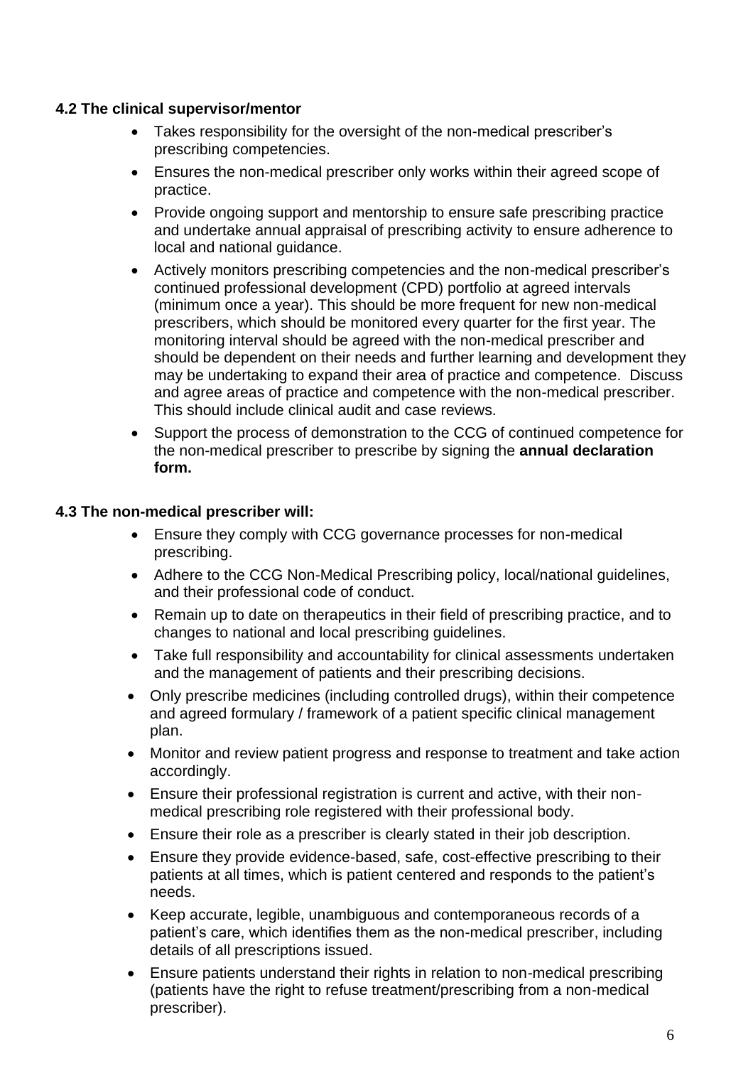### 4.2 The clinical supervisor/mentor

- Takes responsibility for the oversight of the non-medical prescriber's prescribing competencies.
- Ensures the non-medical prescriber only works within their agreed scope of practice.
- Provide ongoing support and mentorship to ensure safe prescribing practice and undertake annual appraisal of prescribing activity to ensure adherence to local and national guidance.
- Actively monitors prescribing competencies and the non-medical prescriber's continued professional development (CPD) portfolio at agreed intervals (minimum once a year). This should be more frequent for new non-medical prescribers, which should be monitored every quarter for the first year. The monitoring interval should be agreed with the non-medical prescriber and should be dependent on their needs and further learning and development they may be undertaking to expand their area of practice and competence. Discuss and agree areas of practice and competence with the non-medical prescriber. This should include clinical audit and case reviews.
- Support the process of demonstration to the CCG of continued competence for the non-medical prescriber to prescribe by signing the **annual declaration form.**

### 4.3 The non-medical prescriber will:

- Ensure they comply with CCG governance processes for non-medical prescribing.
- Adhere to the CCG Non-Medical Prescribing policy, local/national guidelines, and their professional code of conduct.
- Remain up to date on therapeutics in their field of prescribing practice, and to changes to national and local prescribing guidelines.
- Take full responsibility and accountability for clinical assessments undertaken and the management of patients and their prescribing decisions.
- Only prescribe medicines (including controlled drugs), within their competence and agreed formulary / framework of a patient specific clinical management plan.
- Monitor and review patient progress and response to treatment and take action accordingly.
- Ensure their professional registration is current and active, with their non-medical prescribing role registered with their professional body.
- Ensure their role as a prescriber is clearly stated in their job description.
- Ensure they provide evidence-based, safe, cost-effective prescribing to their patients at all times, which is patient centered and responds to the patient's needs.
- Keep accurate, legible, unambiguous and contemporaneous records of a patient's care, which identifies them as the non-medical prescriber, including details of all prescriptions issued.
- Ensure patients understand their rights in relation to non-medical prescribing (patients have the right to refuse treatment/prescribing from a non-medical prescriber).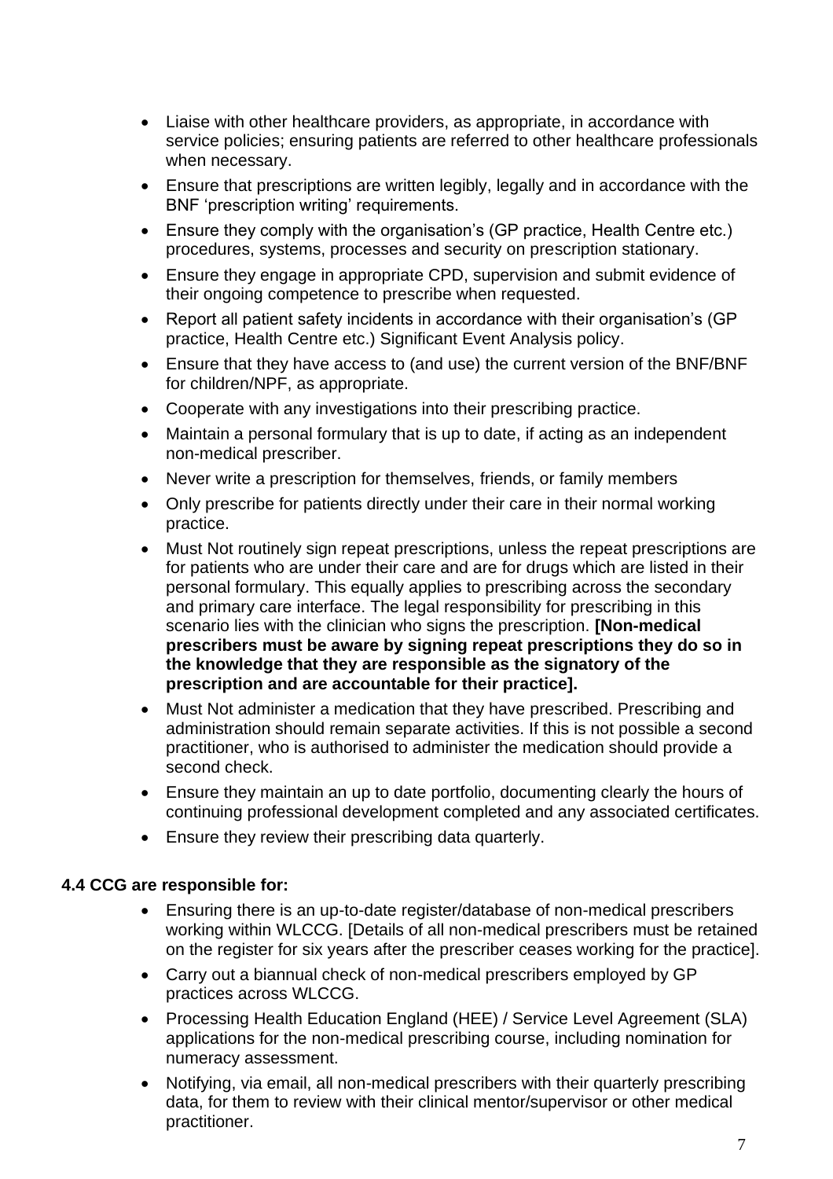- Liaise with other healthcare providers, as appropriate, in accordance with service policies; ensuring patients are referred to other healthcare professionals when necessary.
- Ensure that prescriptions are written legibly, legally and in accordance with the BNF 'prescription writing' requirements.
- Ensure they comply with the organisation's (GP practice, Health Centre etc.) procedures, systems, processes and security on prescription stationary.
- Ensure they engage in appropriate CPD, supervision and submit evidence of their ongoing competence to prescribe when requested.
- Report all patient safety incidents in accordance with their organisation's (GP practice, Health Centre etc.) Significant Event Analysis policy.
- Ensure that they have access to (and use) the current version of the BNF/BNF for children/NPF, as appropriate.
- Cooperate with any investigations into their prescribing practice.
- Maintain a personal formulary that is up to date, if acting as an independent non-medical prescriber.
- Never write a prescription for themselves, friends, or family members
- Only prescribe for patients directly under their care in their normal working practice.
- Must Not routinely sign repeat prescriptions, unless the repeat prescriptions are for patients who are under their care and are for drugs which are listed in their personal formulary. This equally applies to prescribing across the secondary and primary care interface. The legal responsibility for prescribing in this scenario lies with the clinician who signs the prescription. **[Non-medical prescribers must be aware by signing repeat prescriptions they do so in the knowledge that they are responsible as the signatory of the prescription and are accountable for their practice].**
- Must Not administer a medication that they have prescribed. Prescribing and administration should remain separate activities. If this is not possible a second practitioner, who is authorised to administer the medication should provide a second check.
- Ensure they maintain an up to date portfolio, documenting clearly the hours of continuing professional development completed and any associated certificates.
- Ensure they review their prescribing data quarterly.

**4.4 CCG are responsible for:**

- Ensuring there is an up-to-date register/database of non-medical prescribers working within WLCCG. [Details of all non-medical prescribers must be retained on the register for six years after the prescriber ceases working for the practice].
- Carry out a biannual check of non-medical prescribers employed by GP practices across WLCCG.
- Processing Health Education England (HEE) / Service Level Agreement (SLA) applications for the non-medical prescribing course, including nomination for numeracy assessment.
- Notifying, via email, all non-medical prescribers with their quarterly prescribing data, for them to review with their clinical mentor/supervisor or other medical practitioner.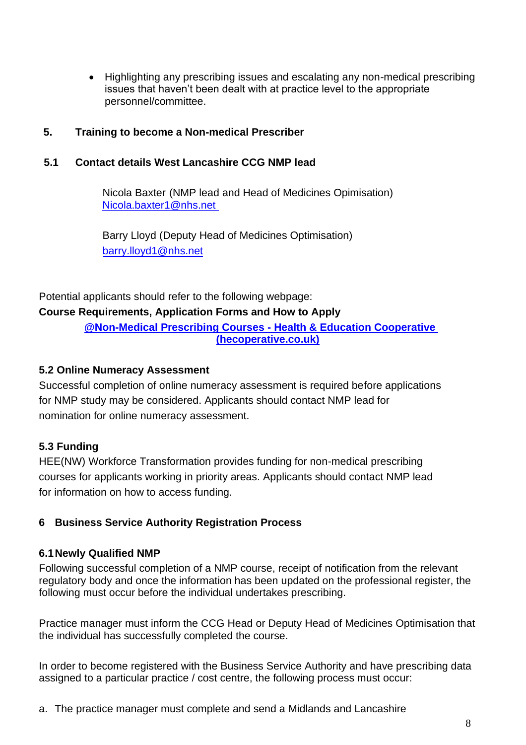- Highlighting any prescribing issues and escalating any non-medical prescribing issues that haven't been dealt with at practice level to the appropriate personnel/committee.

## 5. Training to become a Non-medical Prescriber

### 5.1 Contact details West Lancashire CCG NMP lead

Nicola Baxter (NMP lead and Head of Medicines Opimisation)
Nicola.baxter1@nhs.net

Barry Lloyd (Deputy Head of Medicines Optimisation)
barry.lloyd1@nhs.net

Potential applicants should refer to the following webpage:

**Course Requirements, Application Forms and How to Apply**

**@Non-Medical Prescribing Courses - Health & Education Cooperative (hecoperative.co.uk)**

### 5.2 Online Numeracy Assessment

Successful completion of online numeracy assessment is required before applications for NMP study may be considered. Applicants should contact NMP lead for nomination for online numeracy assessment.

### 5.3 Funding

HEE(NW) Workforce Transformation provides funding for non-medical prescribing courses for applicants working in priority areas. Applicants should contact NMP lead for information on how to access funding.

## 6 Business Service Authority Registration Process

### 6.1 Newly Qualified NMP

Following successful completion of a NMP course, receipt of notification from the relevant regulatory body and once the information has been updated on the professional register, the following must occur before the individual undertakes prescribing.

Practice manager must inform the CCG Head or Deputy Head of Medicines Optimisation that the individual has successfully completed the course.

In order to become registered with the Business Service Authority and have prescribing data assigned to a particular practice / cost centre, the following process must occur:

a. The practice manager must complete and send a Midlands and Lancashire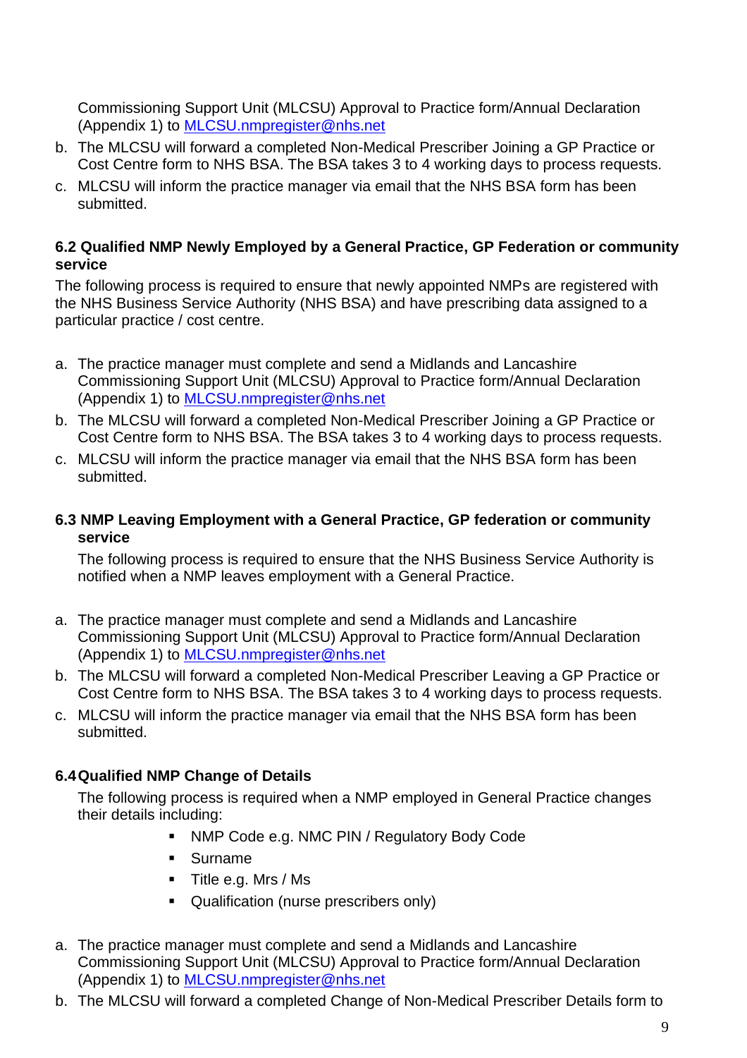Commissioning Support Unit (MLCSU) Approval to Practice form/Annual Declaration (Appendix 1) to MLCSU.nmpregister@nhs.net

b. The MLCSU will forward a completed Non-Medical Prescriber Joining a GP Practice or Cost Centre form to NHS BSA. The BSA takes 3 to 4 working days to process requests.
c. MLCSU will inform the practice manager via email that the NHS BSA form has been submitted.

### 6.2 Qualified NMP Newly Employed by a General Practice, GP Federation or community service

The following process is required to ensure that newly appointed NMPs are registered with the NHS Business Service Authority (NHS BSA) and have prescribing data assigned to a particular practice / cost centre.

a. The practice manager must complete and send a Midlands and Lancashire Commissioning Support Unit (MLCSU) Approval to Practice form/Annual Declaration (Appendix 1) to MLCSU.nmpregister@nhs.net
b. The MLCSU will forward a completed Non-Medical Prescriber Joining a GP Practice or Cost Centre form to NHS BSA. The BSA takes 3 to 4 working days to process requests.
c. MLCSU will inform the practice manager via email that the NHS BSA form has been submitted.

### 6.3 NMP Leaving Employment with a General Practice, GP federation or community service

The following process is required to ensure that the NHS Business Service Authority is notified when a NMP leaves employment with a General Practice.

a. The practice manager must complete and send a Midlands and Lancashire Commissioning Support Unit (MLCSU) Approval to Practice form/Annual Declaration (Appendix 1) to MLCSU.nmpregister@nhs.net
b. The MLCSU will forward a completed Non-Medical Prescriber Leaving a GP Practice or Cost Centre form to NHS BSA. The BSA takes 3 to 4 working days to process requests.
c. MLCSU will inform the practice manager via email that the NHS BSA form has been submitted.

### 6.4 Qualified NMP Change of Details

The following process is required when a NMP employed in General Practice changes their details including:

- NMP Code e.g. NMC PIN / Regulatory Body Code
- Surname
- Title e.g. Mrs / Ms
- Qualification (nurse prescribers only)

a. The practice manager must complete and send a Midlands and Lancashire Commissioning Support Unit (MLCSU) Approval to Practice form/Annual Declaration (Appendix 1) to MLCSU.nmpregister@nhs.net
b. The MLCSU will forward a completed Change of Non-Medical Prescriber Details form to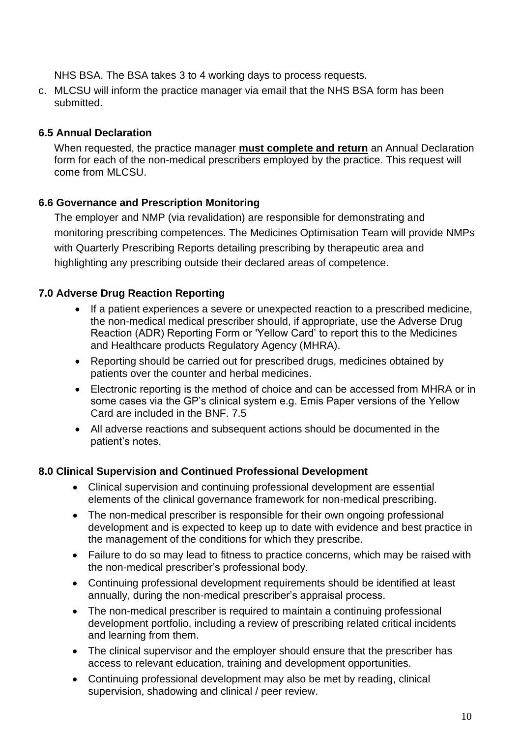NHS BSA. The BSA takes 3 to 4 working days to process requests.

c. MLCSU will inform the practice manager via email that the NHS BSA form has been submitted.

### 6.5 Annual Declaration

When requested, the practice manager **must complete and return** an Annual Declaration form for each of the non-medical prescribers employed by the practice. This request will come from MLCSU.

### 6.6 Governance and Prescription Monitoring

The employer and NMP (via revalidation) are responsible for demonstrating and monitoring prescribing competences. The Medicines Optimisation Team will provide NMPs with Quarterly Prescribing Reports detailing prescribing by therapeutic area and highlighting any prescribing outside their declared areas of competence.

## 7.0 Adverse Drug Reaction Reporting

- If a patient experiences a severe or unexpected reaction to a prescribed medicine, the non-medical medical prescriber should, if appropriate, use the Adverse Drug Reaction (ADR) Reporting Form or 'Yellow Card' to report this to the Medicines and Healthcare products Regulatory Agency (MHRA).
- Reporting should be carried out for prescribed drugs, medicines obtained by patients over the counter and herbal medicines.
- Electronic reporting is the method of choice and can be accessed from MHRA or in some cases via the GP's clinical system e.g. Emis Paper versions of the Yellow Card are included in the BNF. 7.5
- All adverse reactions and subsequent actions should be documented in the patient's notes.

## 8.0 Clinical Supervision and Continued Professional Development

- Clinical supervision and continuing professional development are essential elements of the clinical governance framework for non-medical prescribing.
- The non-medical prescriber is responsible for their own ongoing professional development and is expected to keep up to date with evidence and best practice in the management of the conditions for which they prescribe.
- Failure to do so may lead to fitness to practice concerns, which may be raised with the non-medical prescriber's professional body.
- Continuing professional development requirements should be identified at least annually, during the non-medical prescriber's appraisal process.
- The non-medical prescriber is required to maintain a continuing professional development portfolio, including a review of prescribing related critical incidents and learning from them.
- The clinical supervisor and the employer should ensure that the prescriber has access to relevant education, training and development opportunities.
- Continuing professional development may also be met by reading, clinical supervision, shadowing and clinical / peer review.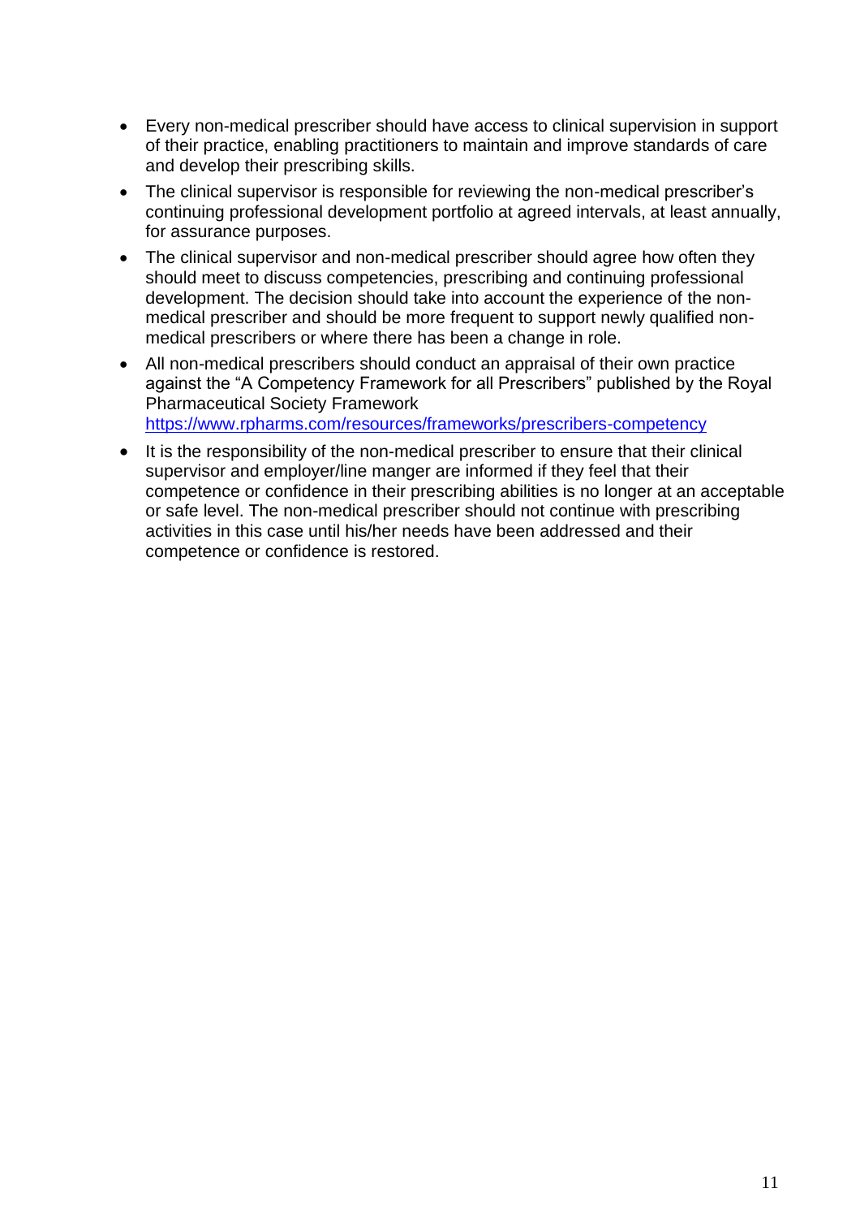- Every non-medical prescriber should have access to clinical supervision in support of their practice, enabling practitioners to maintain and improve standards of care and develop their prescribing skills.
- The clinical supervisor is responsible for reviewing the non-medical prescriber's continuing professional development portfolio at agreed intervals, at least annually, for assurance purposes.
- The clinical supervisor and non-medical prescriber should agree how often they should meet to discuss competencies, prescribing and continuing professional development. The decision should take into account the experience of the non-medical prescriber and should be more frequent to support newly qualified non-medical prescribers or where there has been a change in role.
- All non-medical prescribers should conduct an appraisal of their own practice against the "A Competency Framework for all Prescribers" published by the Royal Pharmaceutical Society Framework https://www.rpharms.com/resources/frameworks/prescribers-competency
- It is the responsibility of the non-medical prescriber to ensure that their clinical supervisor and employer/line manger are informed if they feel that their competence or confidence in their prescribing abilities is no longer at an acceptable or safe level. The non-medical prescriber should not continue with prescribing activities in this case until his/her needs have been addressed and their competence or confidence is restored.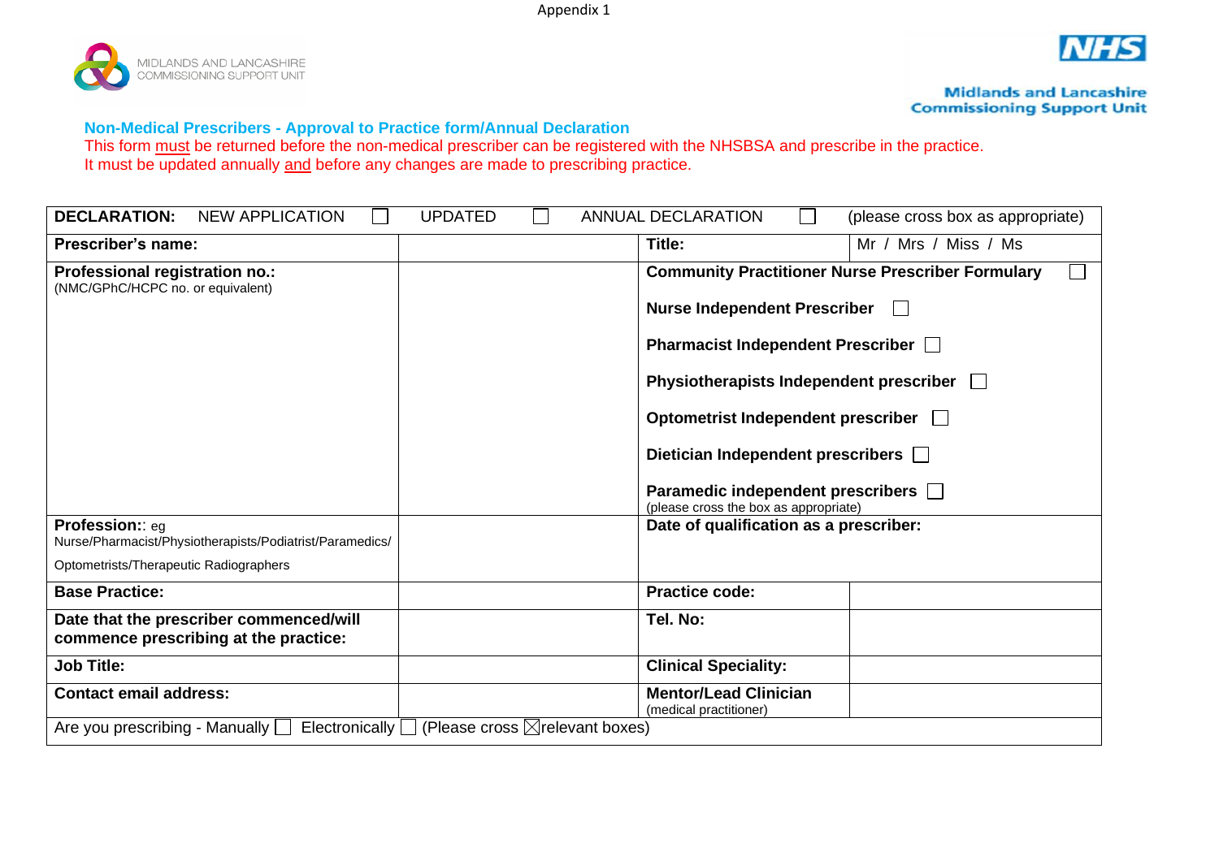Appendix 1

MIDLANDS AND LANCASHIRE COMMISSIONING SUPPORT UNIT

NHS

Midlands and Lancashire Commissioning Support Unit

### Non-Medical Prescribers - Approval to Practice form/Annual Declaration

This form must be returned before the non-medical prescriber can be registered with the NHSBSA and prescribe in the practice.
It must be updated annually and before any changes are made to prescribing practice.

| **DECLARATION:** NEW APPLICATION ☐ UPDATED ☐ ANNUAL DECLARATION ☐ (please cross box as appropriate) | | | |
|---|---|---|---|
| **Prescriber's name:** | | **Title:** | Mr / Mrs / Miss / Ms |
| **Professional registration no.:** (NMC/GPhC/HCPC no. or equivalent) | | **Community Practitioner Nurse Prescriber Formulary** ☐<br>**Nurse Independent Prescriber** ☐<br>**Pharmacist Independent Prescriber** ☐<br>**Physiotherapists Independent prescriber** ☐<br>**Optometrist Independent prescriber** ☐<br>**Dietician Independent prescribers** ☐<br>**Paramedic independent prescribers** ☐<br>(please cross the box as appropriate) | |
| **Profession:**: eg Nurse/Pharmacist/Physiotherapists/Podiatrist/Paramedics/ Optometrists/Therapeutic Radiographers | | **Date of qualification as a prescriber:** | |
| **Base Practice:** | | **Practice code:** | |
| **Date that the prescriber commenced/will commence prescribing at the practice:** | | **Tel. No:** | |
| **Job Title:** | | **Clinical Speciality:** | |
| **Contact email address:** | | **Mentor/Lead Clinician** (medical practitioner) | |
| Are you prescribing - Manually ☐ Electronically ☐ (Please cross ☒relevant boxes) | | | |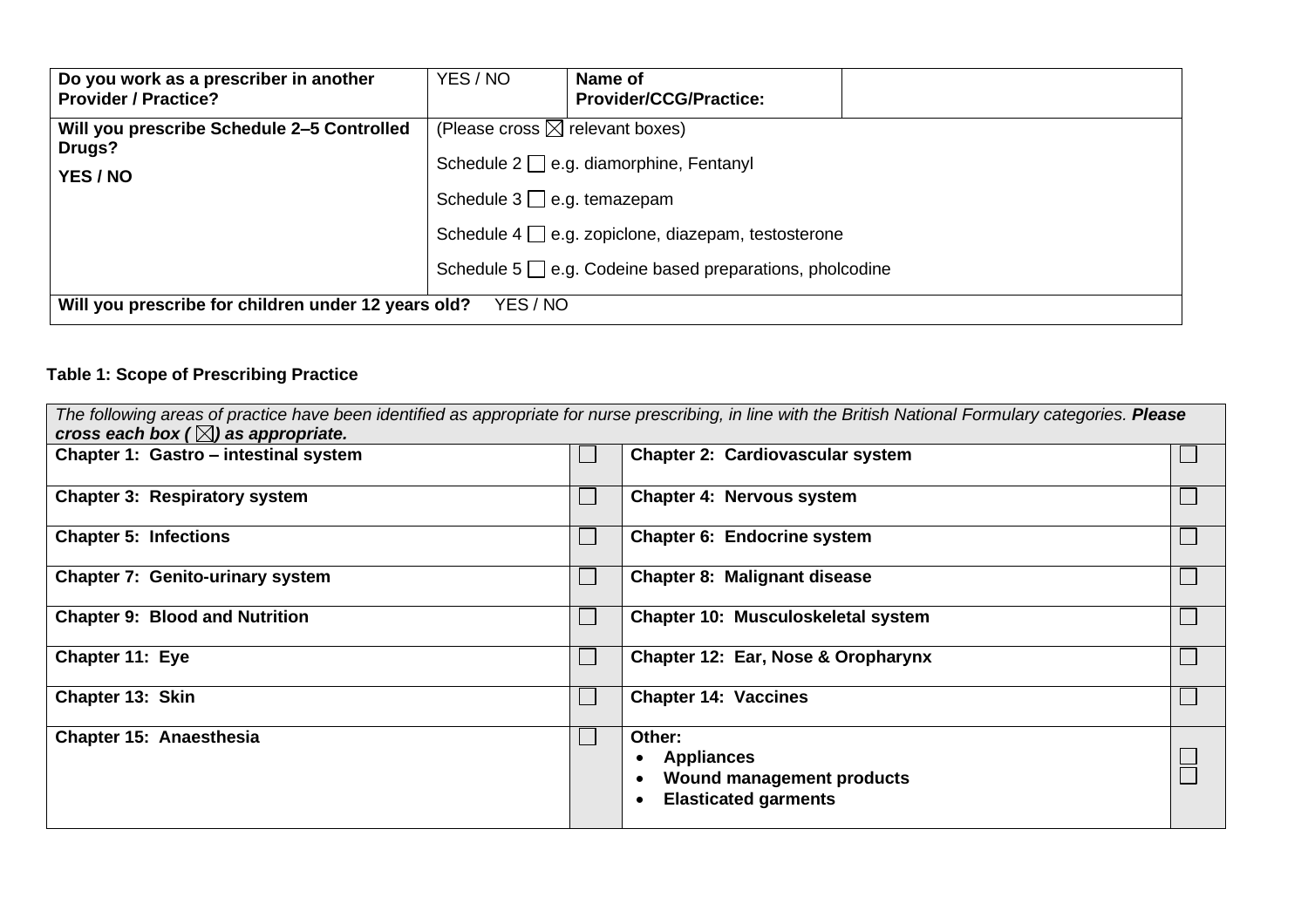| **Do you work as a prescriber in another Provider / Practice?** | YES / NO | **Name of Provider/CCG/Practice:** | |
|---|---|---|---|
| **Will you prescribe Schedule 2–5 Controlled Drugs?**<br>**YES / NO** | (Please cross ☒ relevant boxes)<br>Schedule 2 ☐ e.g. diamorphine, Fentanyl<br>Schedule 3 ☐ e.g. temazepam<br>Schedule 4 ☐ e.g. zopiclone, diazepam, testosterone<br>Schedule 5 ☐ e.g. Codeine based preparations, pholcodine | | |
| **Will you prescribe for children under 12 years old?** YES / NO | | | |

**Table 1: Scope of Prescribing Practice**

| *The following areas of practice have been identified as appropriate for nurse prescribing, in line with the British National Formulary categories.* ***Please cross each box ( ☒) as appropriate.*** | | | |
|---|---|---|---|
| **Chapter 1: Gastro – intestinal system** | ☐ | **Chapter 2: Cardiovascular system** | ☐ |
| **Chapter 3: Respiratory system** | ☐ | **Chapter 4: Nervous system** | ☐ |
| **Chapter 5: Infections** | ☐ | **Chapter 6: Endocrine system** | ☐ |
| **Chapter 7: Genito-urinary system** | ☐ | **Chapter 8: Malignant disease** | ☐ |
| **Chapter 9: Blood and Nutrition** | ☐ | **Chapter 10: Musculoskeletal system** | ☐ |
| **Chapter 11: Eye** | ☐ | **Chapter 12: Ear, Nose & Oropharynx** | ☐ |
| **Chapter 13: Skin** | ☐ | **Chapter 14: Vaccines** | ☐ |
| **Chapter 15: Anaesthesia** | ☐ | **Other:**<br>• **Appliances**<br>• **Wound management products**<br>• **Elasticated garments** | ☐<br>☐ |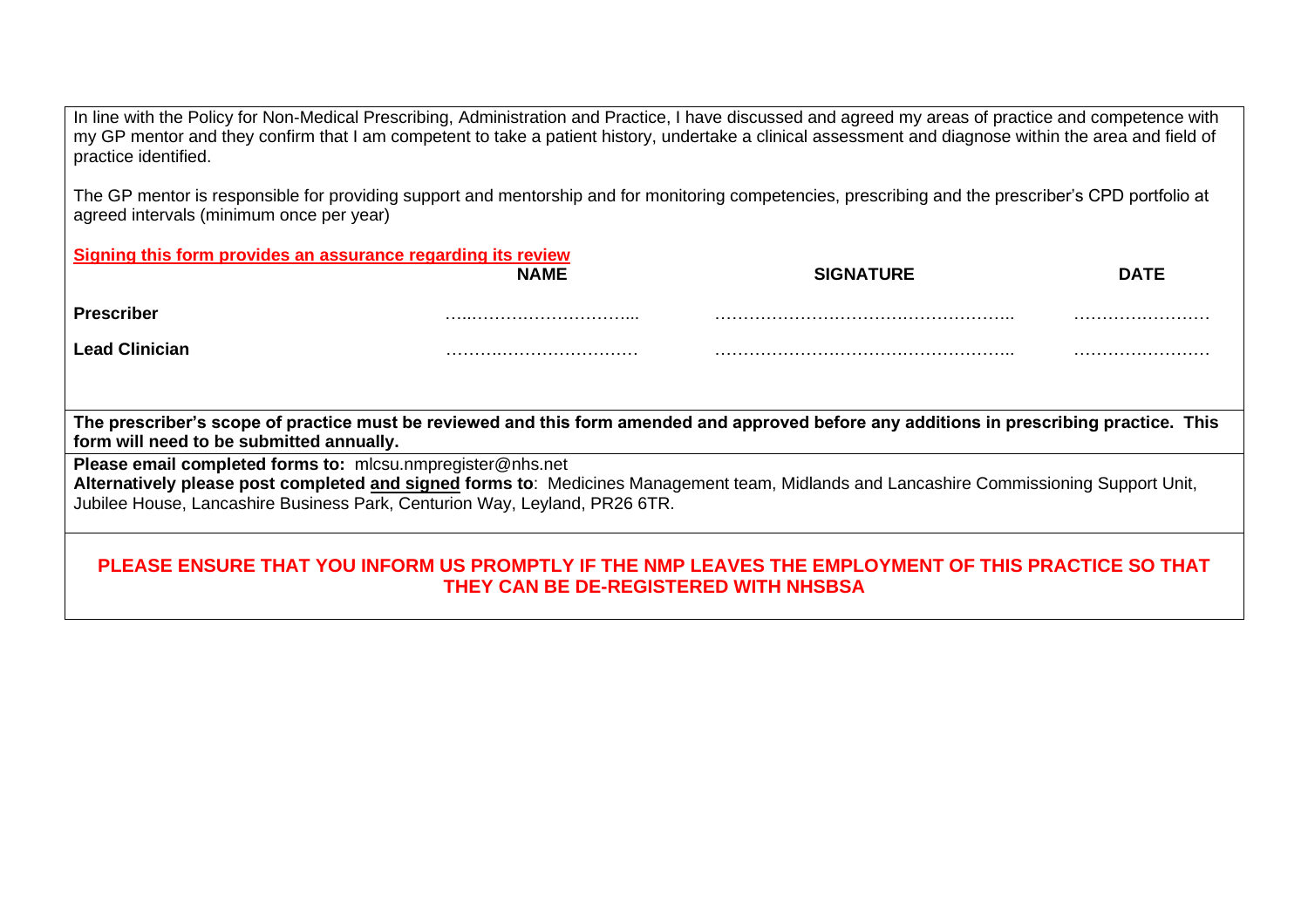In line with the Policy for Non-Medical Prescribing, Administration and Practice, I have discussed and agreed my areas of practice and competence with my GP mentor and they confirm that I am competent to take a patient history, undertake a clinical assessment and diagnose within the area and field of practice identified.

The GP mentor is responsible for providing support and mentorship and for monitoring competencies, prescribing and the prescriber's CPD portfolio at agreed intervals (minimum once per year)

**Signing this form provides an assurance regarding its review**

| | NAME | SIGNATURE | DATE |
|---|---|---|---|
| **Prescriber** | …..……………………... | …………………………………………….. | …………………… |
| **Lead Clinician** | ……………………………… | …………………………………………….. | …………………… |

**The prescriber's scope of practice must be reviewed and this form amended and approved before any additions in prescribing practice. This form will need to be submitted annually.**

**Please email completed forms to:** mlcsu.nmpregister@nhs.net

**Alternatively please post completed and signed forms to**: Medicines Management team, Midlands and Lancashire Commissioning Support Unit, Jubilee House, Lancashire Business Park, Centurion Way, Leyland, PR26 6TR.

**PLEASE ENSURE THAT YOU INFORM US PROMPTLY IF THE NMP LEAVES THE EMPLOYMENT OF THIS PRACTICE SO THAT THEY CAN BE DE-REGISTERED WITH NHSBSA**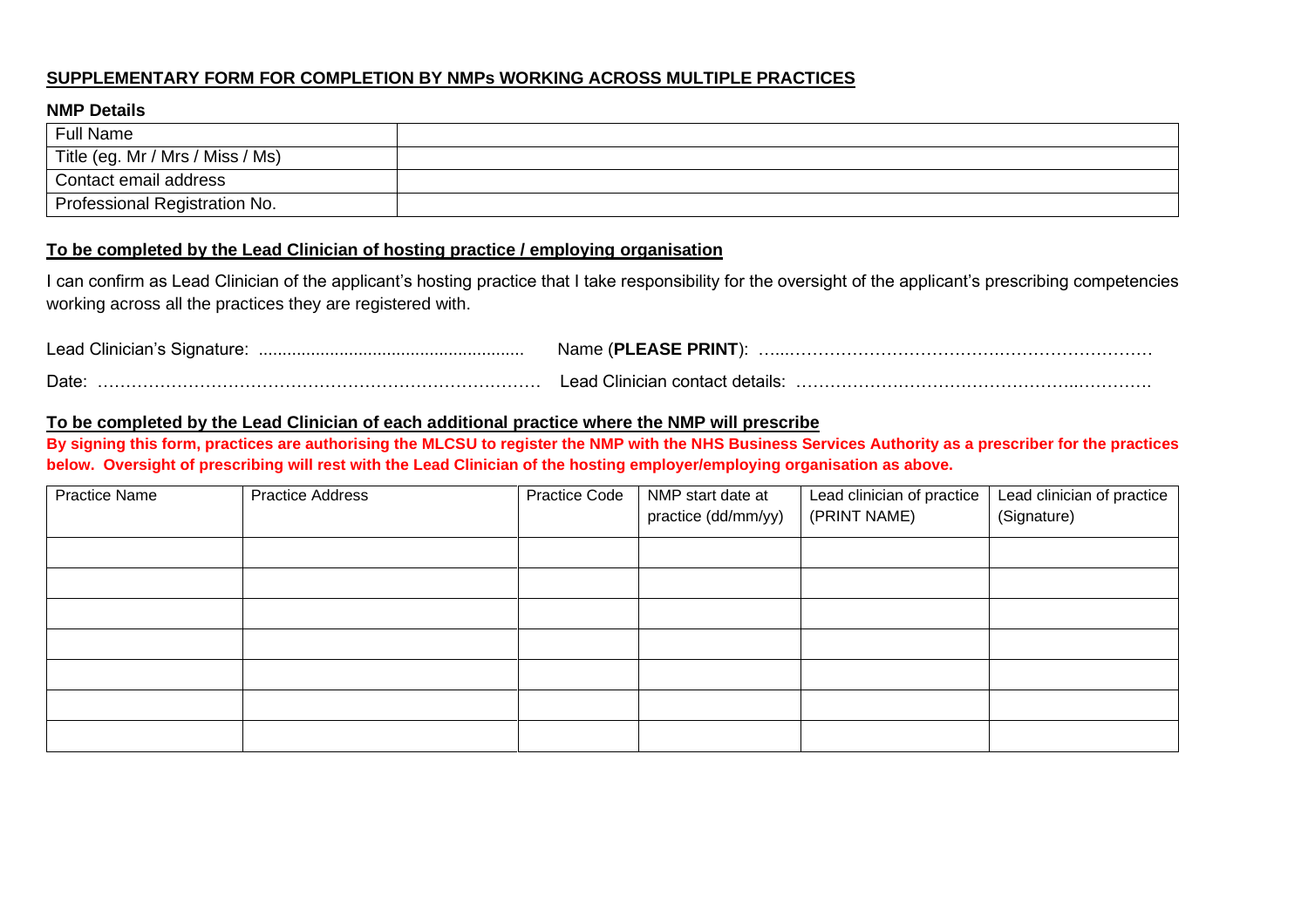**SUPPLEMENTARY FORM FOR COMPLETION BY NMPs WORKING ACROSS MULTIPLE PRACTICES**

**NMP Details**

| | |
|---|---|
| Full Name | |
| Title (eg. Mr / Mrs / Miss / Ms) | |
| Contact email address | |
| Professional Registration No. | |

**To be completed by the Lead Clinician of hosting practice / employing organisation**

I can confirm as Lead Clinician of the applicant's hosting practice that I take responsibility for the oversight of the applicant's prescribing competencies working across all the practices they are registered with.

Lead Clinician's Signature: ........................................................ Name (**PLEASE PRINT**): …...………………………………….………………………

Date: ……..……………………………………….……………………… Lead Clinician contact details: ………………………….…………….……..………….

**To be completed by the Lead Clinician of each additional practice where the NMP will prescribe**

**By signing this form, practices are authorising the MLCSU to register the NMP with the NHS Business Services Authority as a prescriber for the practices below. Oversight of prescribing will rest with the Lead Clinician of the hosting employer/employing organisation as above.**

| Practice Name | Practice Address | Practice Code | NMP start date at practice (dd/mm/yy) | Lead clinician of practice (PRINT NAME) | Lead clinician of practice (Signature) |
|---|---|---|---|---|---|
| | | | | | |
| | | | | | |
| | | | | | |
| | | | | | |
| | | | | | |
| | | | | | |
| | | | | | |